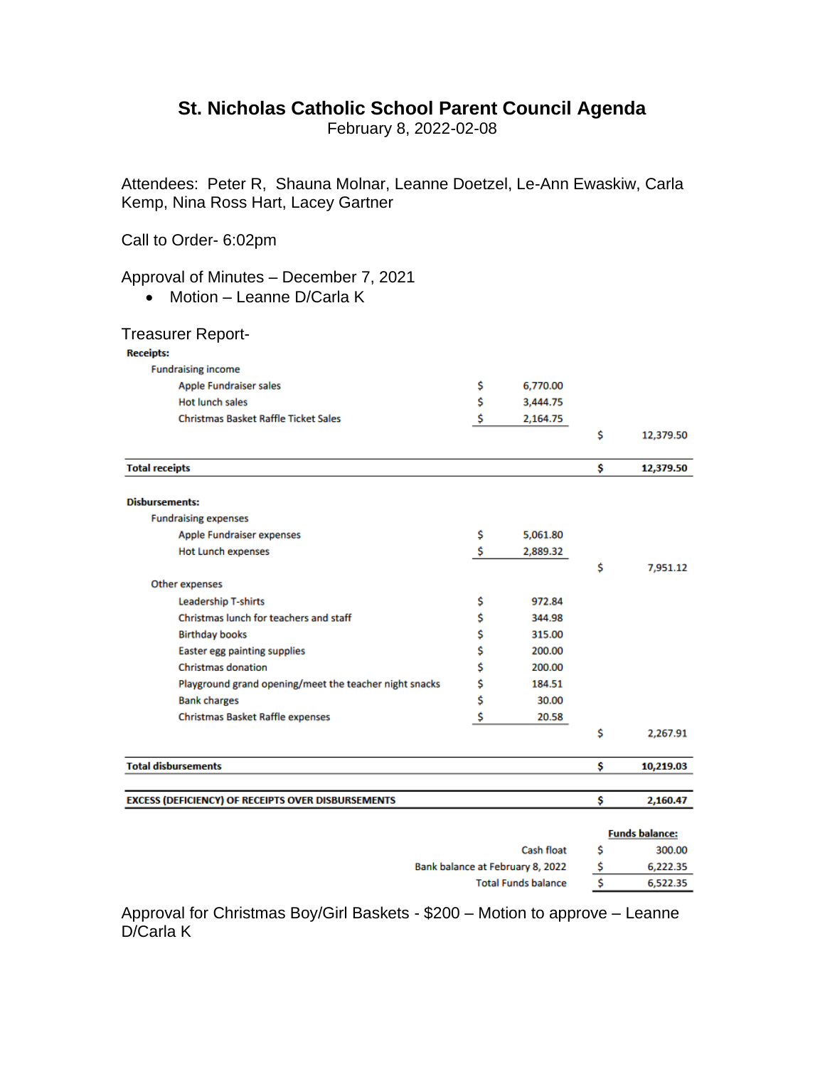# St. Nicholas Catholic School Parent Council Agenda

February 8, 2022-02-08

Attendees: Peter R, Shauna Molnar, Leanne Doetzel, Le-Ann Ewaskiw, Carla Kemp, Nina Ross Hart, Lacey Gartner

Call to Order- 6:02pm

Approval of Minutes – December 7, 2021

- Motion – Leanne D/Carla K

Treasurer Report-

| | | |
|---|---|---|
| **Receipts:** | | |
| Fundraising income | | |
| Apple Fundraiser sales | $ 6,770.00 | |
| Hot lunch sales | $ 3,444.75 | |
| Christmas Basket Raffle Ticket Sales | $ 2,164.75 | |
| | | $ 12,379.50 |
| **Total receipts** | | **$ 12,379.50** |
| **Disbursements:** | | |
| Fundraising expenses | | |
| Apple Fundraiser expenses | $ 5,061.80 | |
| Hot Lunch expenses | $ 2,889.32 | |
| | | $ 7,951.12 |
| Other expenses | | |
| Leadership T-shirts | $ 972.84 | |
| Christmas lunch for teachers and staff | $ 344.98 | |
| Birthday books | $ 315.00 | |
| Easter egg painting supplies | $ 200.00 | |
| Christmas donation | $ 200.00 | |
| Playground grand opening/meet the teacher night snacks | $ 184.51 | |
| Bank charges | $ 30.00 | |
| Christmas Basket Raffle expenses | $ 20.58 | |
| | | $ 2,267.91 |
| **Total disbursements** | | **$ 10,219.03** |
| **EXCESS (DEFICIENCY) OF RECEIPTS OVER DISBURSEMENTS** | | **$ 2,160.47** |

| | **Funds balance:** |
|---|---|
| Cash float | $ 300.00 |
| Bank balance at February 8, 2022 | $ 6,222.35 |
| Total Funds balance | $ 6,522.35 |

Approval for Christmas Boy/Girl Baskets - $200 – Motion to approve – Leanne D/Carla K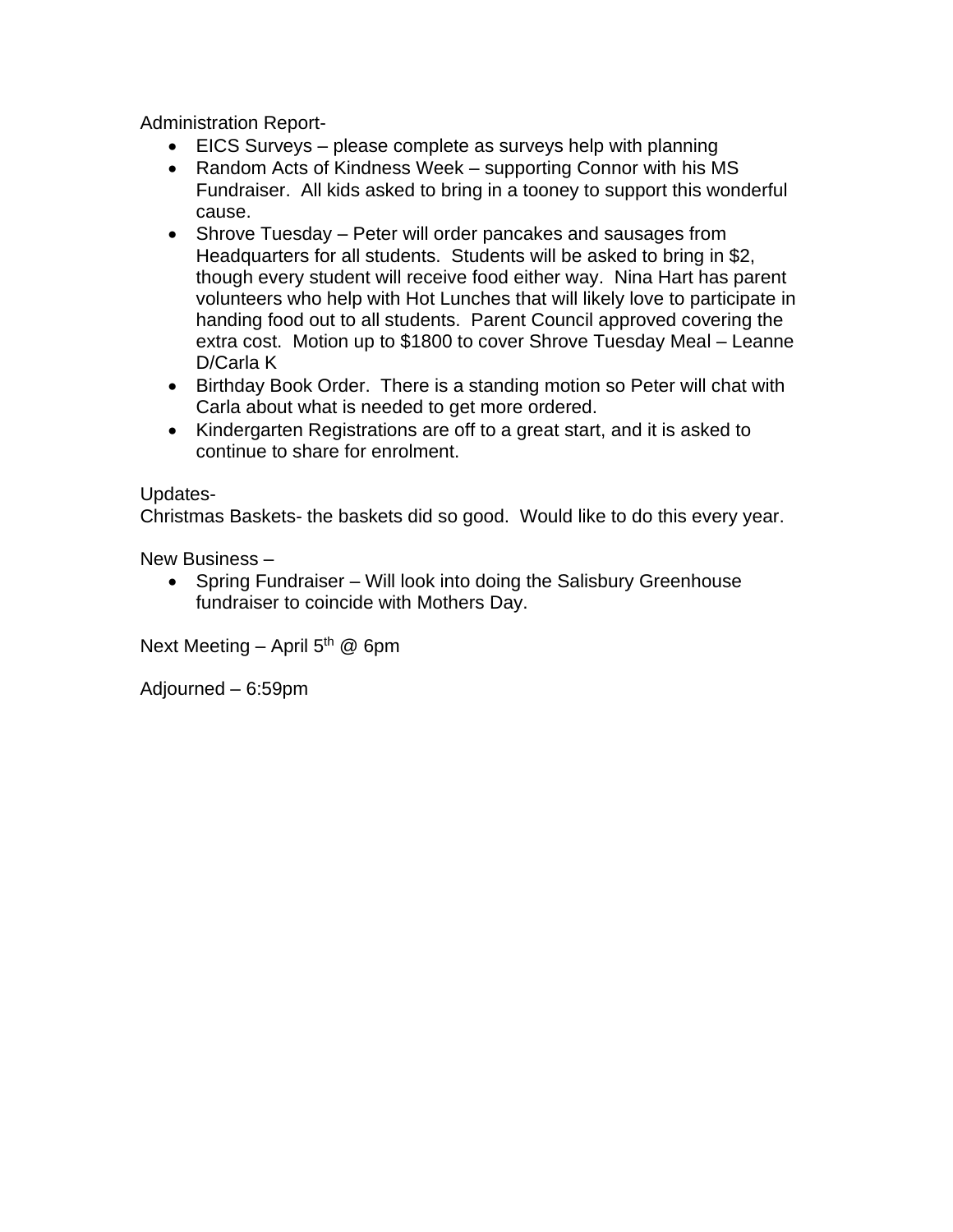Administration Report-

- EICS Surveys – please complete as surveys help with planning
- Random Acts of Kindness Week – supporting Connor with his MS Fundraiser. All kids asked to bring in a tooney to support this wonderful cause.
- Shrove Tuesday – Peter will order pancakes and sausages from Headquarters for all students. Students will be asked to bring in $2, though every student will receive food either way. Nina Hart has parent volunteers who help with Hot Lunches that will likely love to participate in handing food out to all students. Parent Council approved covering the extra cost. Motion up to $1800 to cover Shrove Tuesday Meal – Leanne D/Carla K
- Birthday Book Order. There is a standing motion so Peter will chat with Carla about what is needed to get more ordered.
- Kindergarten Registrations are off to a great start, and it is asked to continue to share for enrolment.

Updates-

Christmas Baskets- the baskets did so good. Would like to do this every year.

New Business –

- Spring Fundraiser – Will look into doing the Salisbury Greenhouse fundraiser to coincide with Mothers Day.

Next Meeting – April 5th @ 6pm

Adjourned – 6:59pm